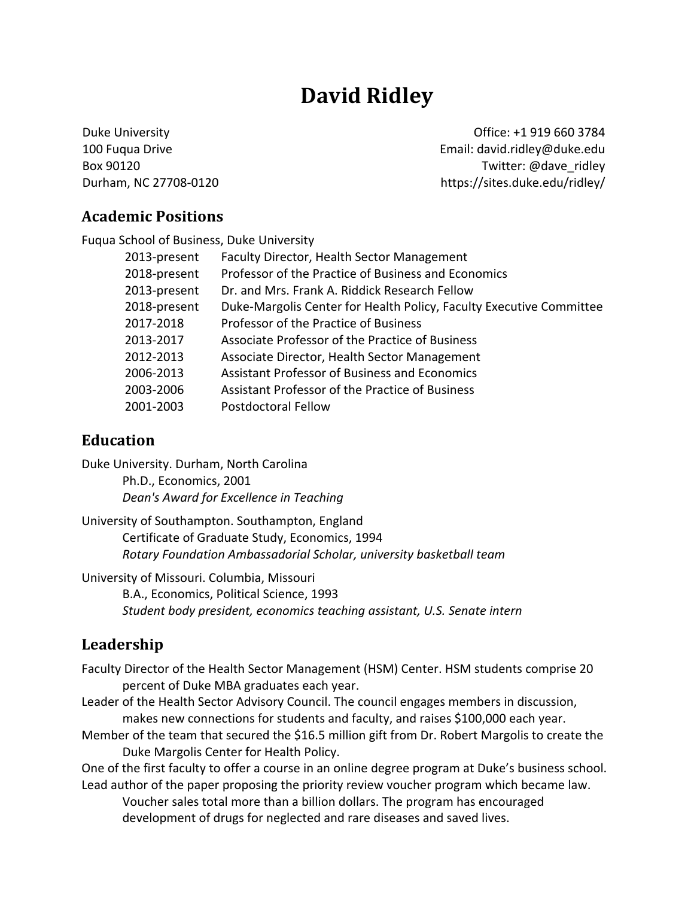# David Ridley

Duke University
100 Fuqua Drive
Box 90120
Durham, NC 27708-0120

Office: +1 919 660 3784
Email: david.ridley@duke.edu
Twitter: @dave_ridley
https://sites.duke.edu/ridley/

## Academic Positions

Fuqua School of Business, Duke University

| | |
|---|---|
| 2013-present | Faculty Director, Health Sector Management |
| 2018-present | Professor of the Practice of Business and Economics |
| 2013-present | Dr. and Mrs. Frank A. Riddick Research Fellow |
| 2018-present | Duke-Margolis Center for Health Policy, Faculty Executive Committee |
| 2017-2018 | Professor of the Practice of Business |
| 2013-2017 | Associate Professor of the Practice of Business |
| 2012-2013 | Associate Director, Health Sector Management |
| 2006-2013 | Assistant Professor of Business and Economics |
| 2003-2006 | Assistant Professor of the Practice of Business |
| 2001-2003 | Postdoctoral Fellow |

## Education

Duke University. Durham, North Carolina
Ph.D., Economics, 2001
*Dean's Award for Excellence in Teaching*

University of Southampton. Southampton, England
Certificate of Graduate Study, Economics, 1994
*Rotary Foundation Ambassadorial Scholar, university basketball team*

University of Missouri. Columbia, Missouri
B.A., Economics, Political Science, 1993
*Student body president, economics teaching assistant, U.S. Senate intern*

## Leadership

Faculty Director of the Health Sector Management (HSM) Center. HSM students comprise 20 percent of Duke MBA graduates each year.

Leader of the Health Sector Advisory Council. The council engages members in discussion, makes new connections for students and faculty, and raises $100,000 each year.

Member of the team that secured the $16.5 million gift from Dr. Robert Margolis to create the Duke Margolis Center for Health Policy.

One of the first faculty to offer a course in an online degree program at Duke's business school.

Lead author of the paper proposing the priority review voucher program which became law. Voucher sales total more than a billion dollars. The program has encouraged development of drugs for neglected and rare diseases and saved lives.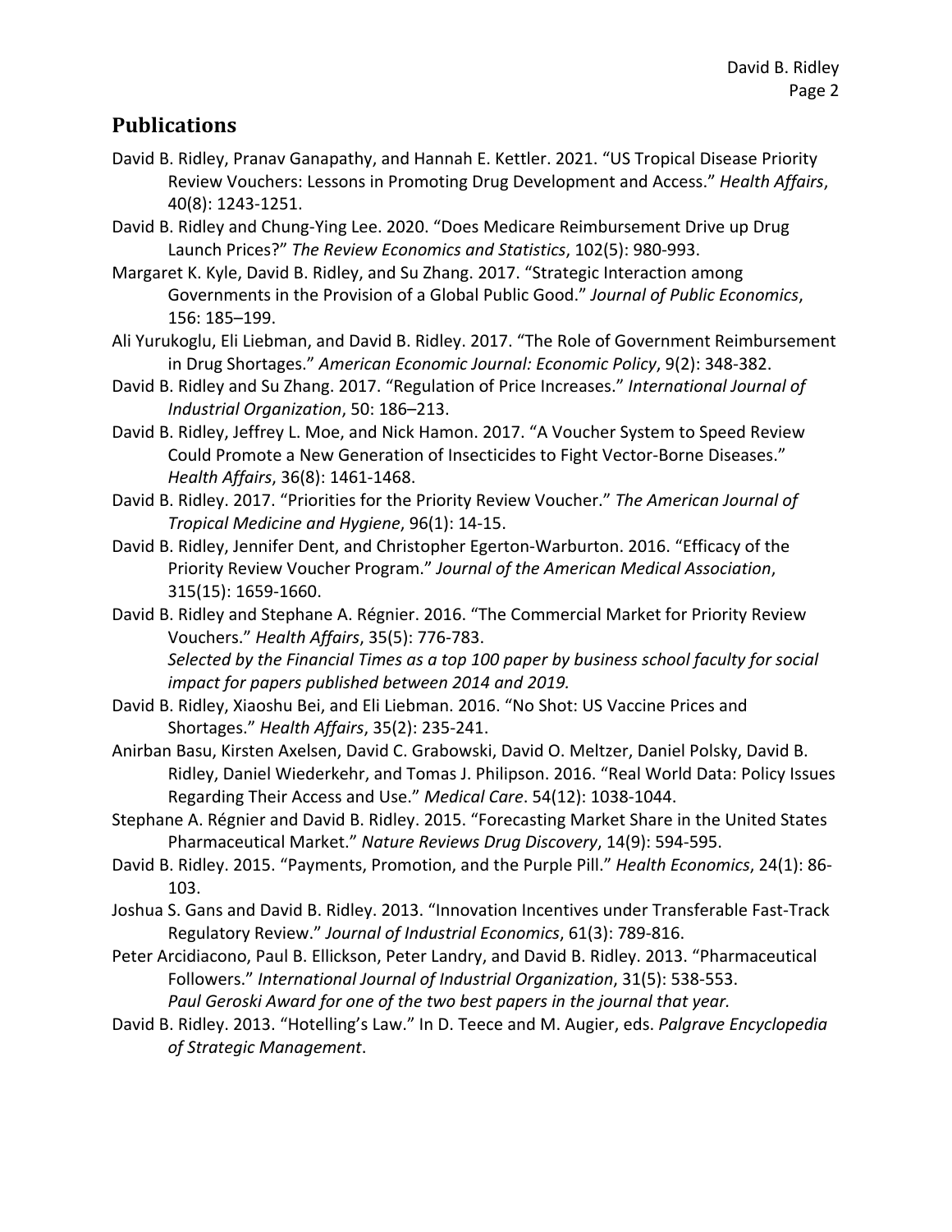## Publications

David B. Ridley, Pranav Ganapathy, and Hannah E. Kettler. 2021. "US Tropical Disease Priority Review Vouchers: Lessons in Promoting Drug Development and Access." *Health Affairs*, 40(8): 1243-1251.

David B. Ridley and Chung-Ying Lee. 2020. "Does Medicare Reimbursement Drive up Drug Launch Prices?" *The Review Economics and Statistics*, 102(5): 980-993.

Margaret K. Kyle, David B. Ridley, and Su Zhang. 2017. "Strategic Interaction among Governments in the Provision of a Global Public Good." *Journal of Public Economics*, 156: 185–199.

Ali Yurukoglu, Eli Liebman, and David B. Ridley. 2017. "The Role of Government Reimbursement in Drug Shortages." *American Economic Journal: Economic Policy*, 9(2): 348-382.

David B. Ridley and Su Zhang. 2017. "Regulation of Price Increases." *International Journal of Industrial Organization*, 50: 186–213.

David B. Ridley, Jeffrey L. Moe, and Nick Hamon. 2017. "A Voucher System to Speed Review Could Promote a New Generation of Insecticides to Fight Vector-Borne Diseases." *Health Affairs*, 36(8): 1461-1468.

David B. Ridley. 2017. "Priorities for the Priority Review Voucher." *The American Journal of Tropical Medicine and Hygiene*, 96(1): 14-15.

David B. Ridley, Jennifer Dent, and Christopher Egerton-Warburton. 2016. "Efficacy of the Priority Review Voucher Program." *Journal of the American Medical Association*, 315(15): 1659-1660.

David B. Ridley and Stephane A. Régnier. 2016. "The Commercial Market for Priority Review Vouchers." *Health Affairs*, 35(5): 776-783.
*Selected by the Financial Times as a top 100 paper by business school faculty for social impact for papers published between 2014 and 2019.*

David B. Ridley, Xiaoshu Bei, and Eli Liebman. 2016. "No Shot: US Vaccine Prices and Shortages." *Health Affairs*, 35(2): 235-241.

Anirban Basu, Kirsten Axelsen, David C. Grabowski, David O. Meltzer, Daniel Polsky, David B. Ridley, Daniel Wiederkehr, and Tomas J. Philipson. 2016. "Real World Data: Policy Issues Regarding Their Access and Use." *Medical Care*. 54(12): 1038-1044.

Stephane A. Régnier and David B. Ridley. 2015. "Forecasting Market Share in the United States Pharmaceutical Market." *Nature Reviews Drug Discovery*, 14(9): 594-595.

David B. Ridley. 2015. "Payments, Promotion, and the Purple Pill." *Health Economics*, 24(1): 86-103.

Joshua S. Gans and David B. Ridley. 2013. "Innovation Incentives under Transferable Fast-Track Regulatory Review." *Journal of Industrial Economics*, 61(3): 789-816.

Peter Arcidiacono, Paul B. Ellickson, Peter Landry, and David B. Ridley. 2013. "Pharmaceutical Followers." *International Journal of Industrial Organization*, 31(5): 538-553.
*Paul Geroski Award for one of the two best papers in the journal that year.*

David B. Ridley. 2013. "Hotelling's Law." In D. Teece and M. Augier, eds. *Palgrave Encyclopedia of Strategic Management*.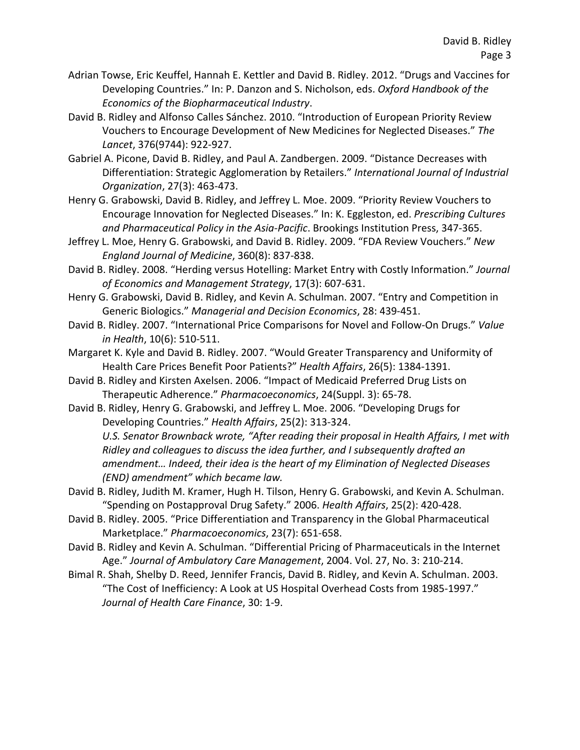Adrian Towse, Eric Keuffel, Hannah E. Kettler and David B. Ridley. 2012. "Drugs and Vaccines for Developing Countries." In: P. Danzon and S. Nicholson, eds. *Oxford Handbook of the Economics of the Biopharmaceutical Industry*.

David B. Ridley and Alfonso Calles Sánchez. 2010. "Introduction of European Priority Review Vouchers to Encourage Development of New Medicines for Neglected Diseases." *The Lancet*, 376(9744): 922-927.

Gabriel A. Picone, David B. Ridley, and Paul A. Zandbergen. 2009. "Distance Decreases with Differentiation: Strategic Agglomeration by Retailers." *International Journal of Industrial Organization*, 27(3): 463-473.

Henry G. Grabowski, David B. Ridley, and Jeffrey L. Moe. 2009. "Priority Review Vouchers to Encourage Innovation for Neglected Diseases." In: K. Eggleston, ed. *Prescribing Cultures and Pharmaceutical Policy in the Asia-Pacific*. Brookings Institution Press, 347-365.

Jeffrey L. Moe, Henry G. Grabowski, and David B. Ridley. 2009. "FDA Review Vouchers." *New England Journal of Medicine*, 360(8): 837-838.

David B. Ridley. 2008. "Herding versus Hotelling: Market Entry with Costly Information." *Journal of Economics and Management Strategy*, 17(3): 607-631.

Henry G. Grabowski, David B. Ridley, and Kevin A. Schulman. 2007. "Entry and Competition in Generic Biologics." *Managerial and Decision Economics*, 28: 439-451.

David B. Ridley. 2007. "International Price Comparisons for Novel and Follow-On Drugs." *Value in Health*, 10(6): 510-511.

Margaret K. Kyle and David B. Ridley. 2007. "Would Greater Transparency and Uniformity of Health Care Prices Benefit Poor Patients?" *Health Affairs*, 26(5): 1384-1391.

David B. Ridley and Kirsten Axelsen. 2006. "Impact of Medicaid Preferred Drug Lists on Therapeutic Adherence." *Pharmacoeconomics*, 24(Suppl. 3): 65-78.

David B. Ridley, Henry G. Grabowski, and Jeffrey L. Moe. 2006. "Developing Drugs for Developing Countries." *Health Affairs*, 25(2): 313-324.
*U.S. Senator Brownback wrote, "After reading their proposal in Health Affairs, I met with Ridley and colleagues to discuss the idea further, and I subsequently drafted an amendment… Indeed, their idea is the heart of my Elimination of Neglected Diseases (END) amendment" which became law.*

David B. Ridley, Judith M. Kramer, Hugh H. Tilson, Henry G. Grabowski, and Kevin A. Schulman. "Spending on Postapproval Drug Safety." 2006. *Health Affairs*, 25(2): 420-428.

David B. Ridley. 2005. "Price Differentiation and Transparency in the Global Pharmaceutical Marketplace." *Pharmacoeconomics*, 23(7): 651-658.

David B. Ridley and Kevin A. Schulman. "Differential Pricing of Pharmaceuticals in the Internet Age." *Journal of Ambulatory Care Management*, 2004. Vol. 27, No. 3: 210-214.

Bimal R. Shah, Shelby D. Reed, Jennifer Francis, David B. Ridley, and Kevin A. Schulman. 2003. "The Cost of Inefficiency: A Look at US Hospital Overhead Costs from 1985-1997." *Journal of Health Care Finance*, 30: 1-9.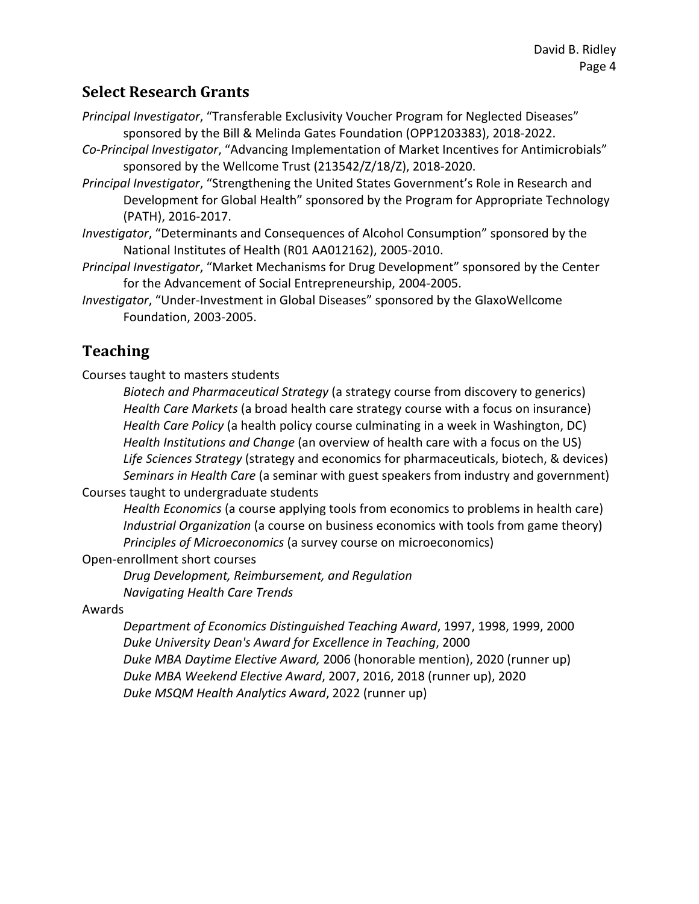## Select Research Grants

*Principal Investigator*, "Transferable Exclusivity Voucher Program for Neglected Diseases" sponsored by the Bill & Melinda Gates Foundation (OPP1203383), 2018-2022.

*Co-Principal Investigator*, "Advancing Implementation of Market Incentives for Antimicrobials" sponsored by the Wellcome Trust (213542/Z/18/Z), 2018-2020.

*Principal Investigator*, "Strengthening the United States Government's Role in Research and Development for Global Health" sponsored by the Program for Appropriate Technology (PATH), 2016-2017.

*Investigator*, "Determinants and Consequences of Alcohol Consumption" sponsored by the National Institutes of Health (R01 AA012162), 2005-2010.

*Principal Investigator*, "Market Mechanisms for Drug Development" sponsored by the Center for the Advancement of Social Entrepreneurship, 2004-2005.

*Investigator*, "Under-Investment in Global Diseases" sponsored by the GlaxoWellcome Foundation, 2003-2005.

## Teaching

Courses taught to masters students

- *Biotech and Pharmaceutical Strategy* (a strategy course from discovery to generics)
- *Health Care Markets* (a broad health care strategy course with a focus on insurance)
- *Health Care Policy* (a health policy course culminating in a week in Washington, DC)
- *Health Institutions and Change* (an overview of health care with a focus on the US)
- *Life Sciences Strategy* (strategy and economics for pharmaceuticals, biotech, & devices)
- *Seminars in Health Care* (a seminar with guest speakers from industry and government)

Courses taught to undergraduate students

- *Health Economics* (a course applying tools from economics to problems in health care)
- *Industrial Organization* (a course on business economics with tools from game theory)
- *Principles of Microeconomics* (a survey course on microeconomics)

Open-enrollment short courses

- *Drug Development, Reimbursement, and Regulation*
- *Navigating Health Care Trends*

Awards

- *Department of Economics Distinguished Teaching Award*, 1997, 1998, 1999, 2000
- *Duke University Dean's Award for Excellence in Teaching*, 2000
- *Duke MBA Daytime Elective Award,* 2006 (honorable mention), 2020 (runner up)
- *Duke MBA Weekend Elective Award*, 2007, 2016, 2018 (runner up), 2020
- *Duke MSQM Health Analytics Award*, 2022 (runner up)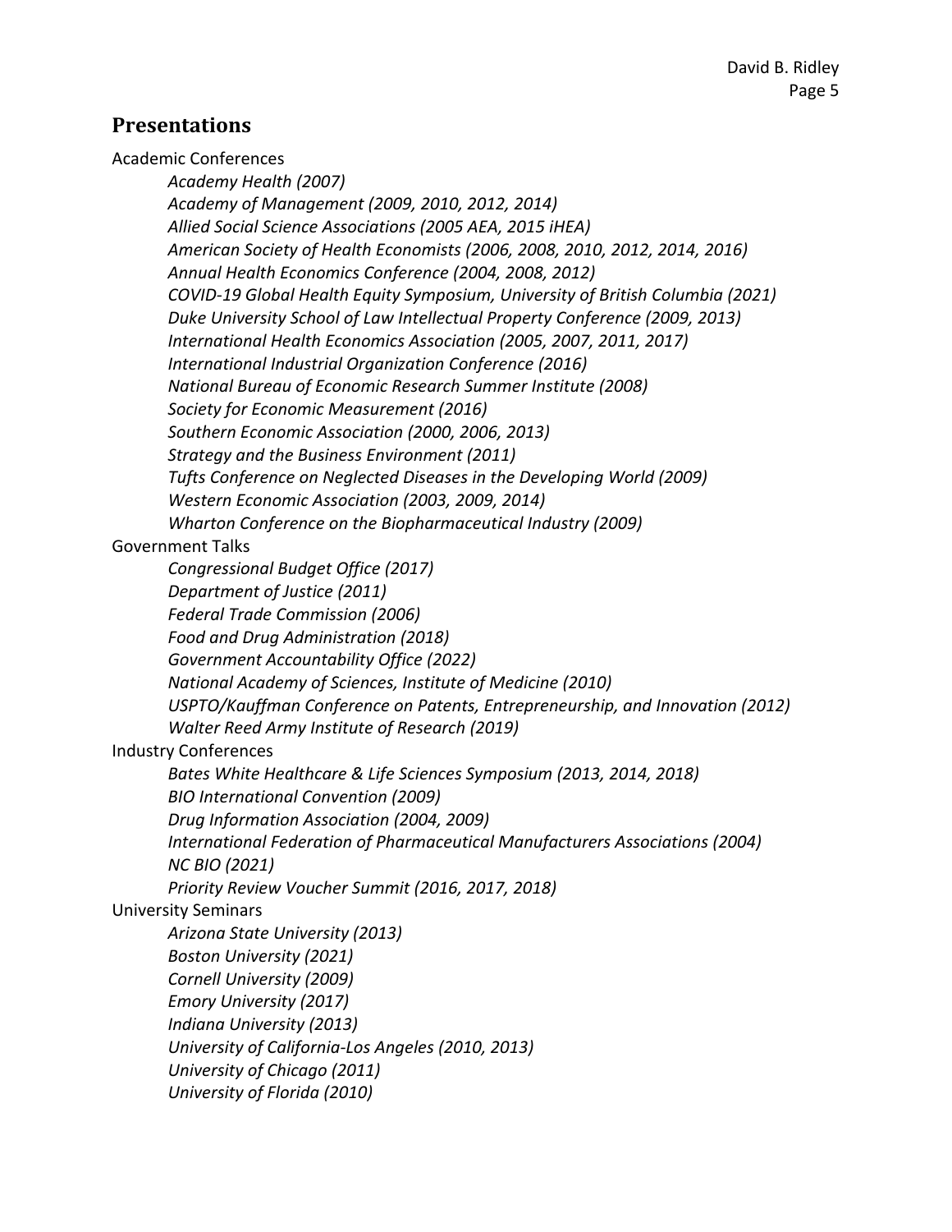## Presentations

Academic Conferences

- *Academy Health (2007)*
- *Academy of Management (2009, 2010, 2012, 2014)*
- *Allied Social Science Associations (2005 AEA, 2015 iHEA)*
- *American Society of Health Economists (2006, 2008, 2010, 2012, 2014, 2016)*
- *Annual Health Economics Conference (2004, 2008, 2012)*
- *COVID-19 Global Health Equity Symposium, University of British Columbia (2021)*
- *Duke University School of Law Intellectual Property Conference (2009, 2013)*
- *International Health Economics Association (2005, 2007, 2011, 2017)*
- *International Industrial Organization Conference (2016)*
- *National Bureau of Economic Research Summer Institute (2008)*
- *Society for Economic Measurement (2016)*
- *Southern Economic Association (2000, 2006, 2013)*
- *Strategy and the Business Environment (2011)*
- *Tufts Conference on Neglected Diseases in the Developing World (2009)*
- *Western Economic Association (2003, 2009, 2014)*
- *Wharton Conference on the Biopharmaceutical Industry (2009)*

Government Talks

- *Congressional Budget Office (2017)*
- *Department of Justice (2011)*
- *Federal Trade Commission (2006)*
- *Food and Drug Administration (2018)*
- *Government Accountability Office (2022)*
- *National Academy of Sciences, Institute of Medicine (2010)*
- *USPTO/Kauffman Conference on Patents, Entrepreneurship, and Innovation (2012)*
- *Walter Reed Army Institute of Research (2019)*

Industry Conferences

- *Bates White Healthcare & Life Sciences Symposium (2013, 2014, 2018)*
- *BIO International Convention (2009)*
- *Drug Information Association (2004, 2009)*
- *International Federation of Pharmaceutical Manufacturers Associations (2004)*
- *NC BIO (2021)*
- *Priority Review Voucher Summit (2016, 2017, 2018)*

University Seminars

- *Arizona State University (2013)*
- *Boston University (2021)*
- *Cornell University (2009)*
- *Emory University (2017)*
- *Indiana University (2013)*
- *University of California-Los Angeles (2010, 2013)*
- *University of Chicago (2011)*
- *University of Florida (2010)*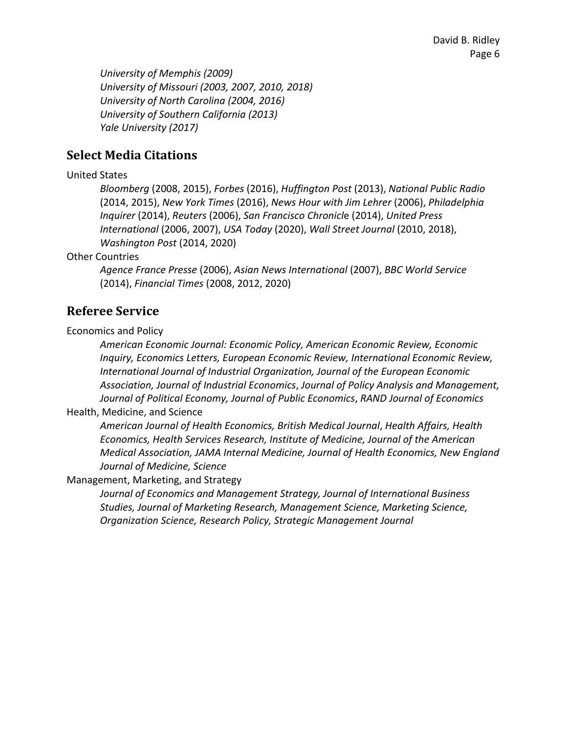*University of Memphis (2009)*
*University of Missouri (2003, 2007, 2010, 2018)*
*University of North Carolina (2004, 2016)*
*University of Southern California (2013)*
*Yale University (2017)*

## Select Media Citations

United States

*Bloomberg* (2008, 2015), *Forbes* (2016), *Huffington Post* (2013), *National Public Radio* (2014, 2015), *New York Times* (2016), *News Hour with Jim Lehrer* (2006), *Philadelphia Inquirer* (2014), *Reuters* (2006), *San Francisco Chronicle* (2014), *United Press International* (2006, 2007), *USA Today* (2020), *Wall Street Journal* (2010, 2018), *Washington Post* (2014, 2020)

Other Countries

*Agence France Presse* (2006), *Asian News International* (2007), *BBC World Service* (2014), *Financial Times* (2008, 2012, 2020)

## Referee Service

Economics and Policy

*American Economic Journal: Economic Policy, American Economic Review, Economic Inquiry, Economics Letters, European Economic Review, International Economic Review, International Journal of Industrial Organization, Journal of the European Economic Association, Journal of Industrial Economics*, *Journal of Policy Analysis and Management, Journal of Political Economy, Journal of Public Economics*, *RAND Journal of Economics*

Health, Medicine, and Science

*American Journal of Health Economics, British Medical Journal*, *Health Affairs, Health Economics, Health Services Research, Institute of Medicine, Journal of the American Medical Association, JAMA Internal Medicine, Journal of Health Economics, New England Journal of Medicine, Science*

Management, Marketing, and Strategy

*Journal of Economics and Management Strategy, Journal of International Business Studies, Journal of Marketing Research, Management Science, Marketing Science, Organization Science, Research Policy, Strategic Management Journal*